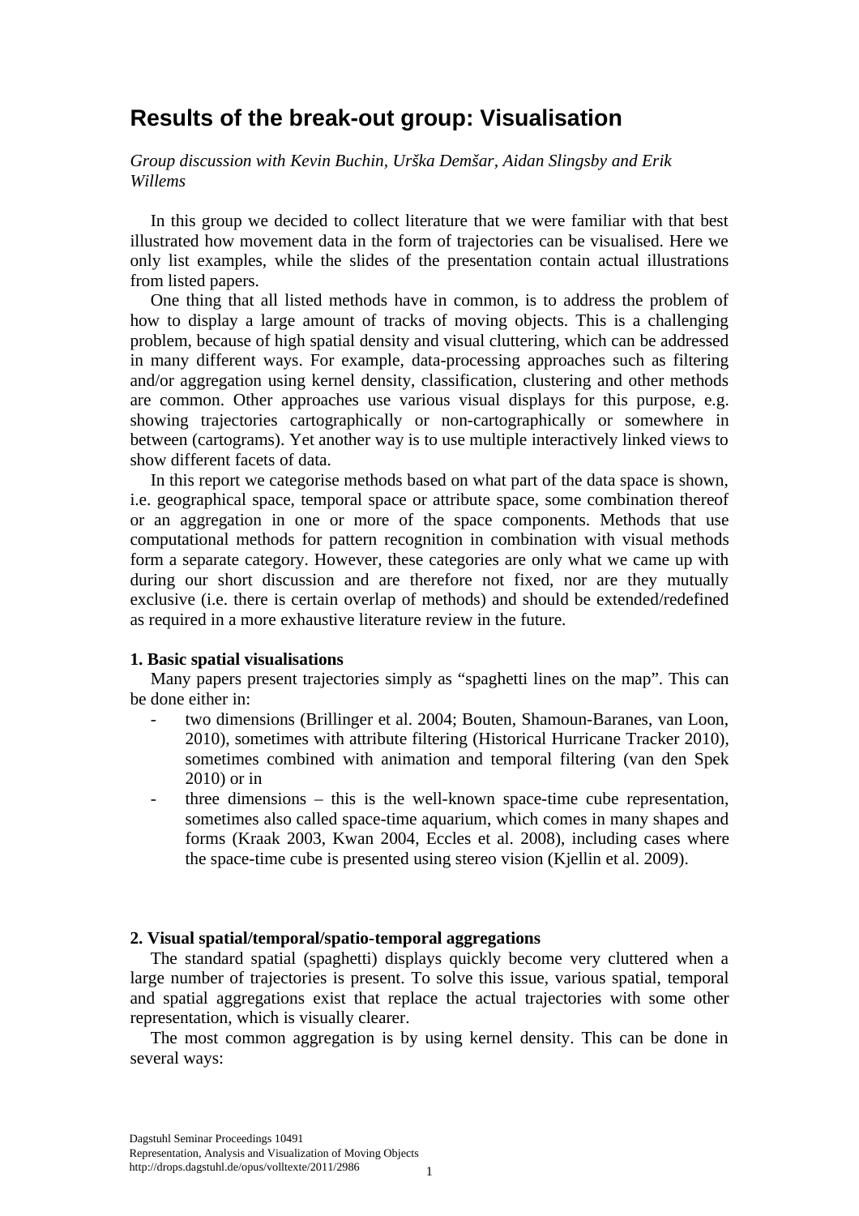# Results of the break-out group: Visualisation

*Group discussion with Kevin Buchin, Urška Demšar, Aidan Slingsby and Erik Willems*

In this group we decided to collect literature that we were familiar with that best illustrated how movement data in the form of trajectories can be visualised. Here we only list examples, while the slides of the presentation contain actual illustrations from listed papers.

One thing that all listed methods have in common, is to address the problem of how to display a large amount of tracks of moving objects. This is a challenging problem, because of high spatial density and visual cluttering, which can be addressed in many different ways. For example, data-processing approaches such as filtering and/or aggregation using kernel density, classification, clustering and other methods are common. Other approaches use various visual displays for this purpose, e.g. showing trajectories cartographically or non-cartographically or somewhere in between (cartograms). Yet another way is to use multiple interactively linked views to show different facets of data.

In this report we categorise methods based on what part of the data space is shown, i.e. geographical space, temporal space or attribute space, some combination thereof or an aggregation in one or more of the space components. Methods that use computational methods for pattern recognition in combination with visual methods form a separate category. However, these categories are only what we came up with during our short discussion and are therefore not fixed, nor are they mutually exclusive (i.e. there is certain overlap of methods) and should be extended/redefined as required in a more exhaustive literature review in the future.

**1. Basic spatial visualisations**

Many papers present trajectories simply as "spaghetti lines on the map". This can be done either in:

- two dimensions (Brillinger et al. 2004; Bouten, Shamoun-Baranes, van Loon, 2010), sometimes with attribute filtering (Historical Hurricane Tracker 2010), sometimes combined with animation and temporal filtering (van den Spek 2010) or in
- three dimensions – this is the well-known space-time cube representation, sometimes also called space-time aquarium, which comes in many shapes and forms (Kraak 2003, Kwan 2004, Eccles et al. 2008), including cases where the space-time cube is presented using stereo vision (Kjellin et al. 2009).

**2. Visual spatial/temporal/spatio-temporal aggregations**

The standard spatial (spaghetti) displays quickly become very cluttered when a large number of trajectories is present. To solve this issue, various spatial, temporal and spatial aggregations exist that replace the actual trajectories with some other representation, which is visually clearer.

The most common aggregation is by using kernel density. This can be done in several ways: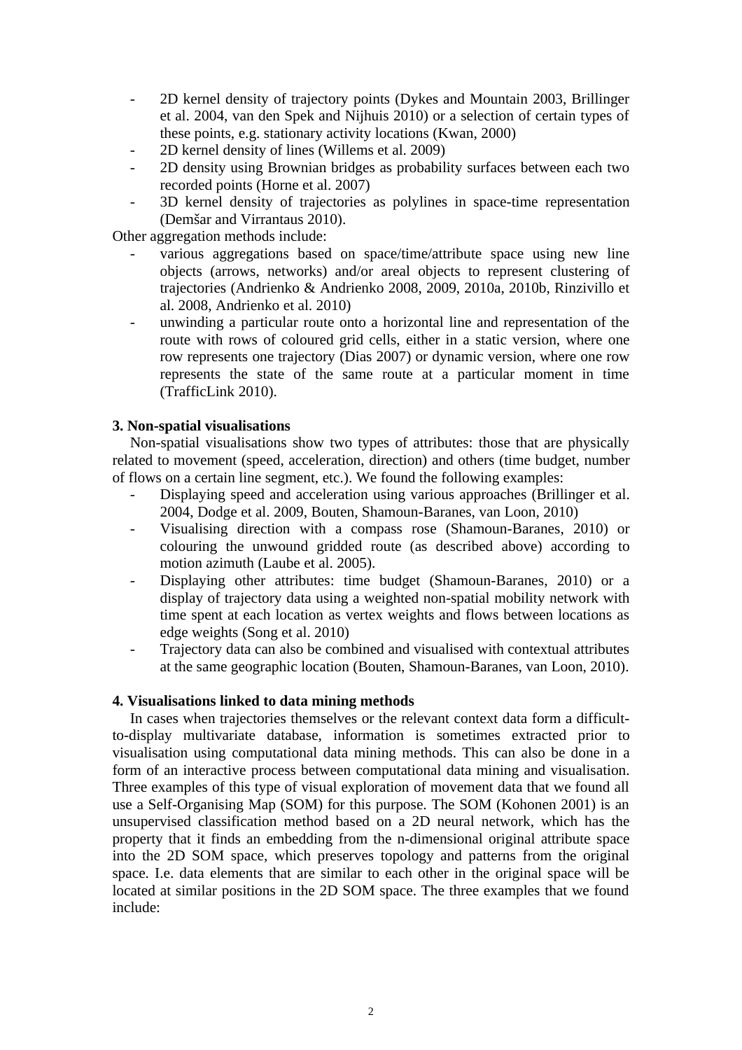- 2D kernel density of trajectory points (Dykes and Mountain 2003, Brillinger et al. 2004, van den Spek and Nijhuis 2010) or a selection of certain types of these points, e.g. stationary activity locations (Kwan, 2000)
- 2D kernel density of lines (Willems et al. 2009)
- 2D density using Brownian bridges as probability surfaces between each two recorded points (Horne et al. 2007)
- 3D kernel density of trajectories as polylines in space-time representation (Demšar and Virrantaus 2010).

Other aggregation methods include:

- various aggregations based on space/time/attribute space using new line objects (arrows, networks) and/or areal objects to represent clustering of trajectories (Andrienko & Andrienko 2008, 2009, 2010a, 2010b, Rinzivillo et al. 2008, Andrienko et al. 2010)
- unwinding a particular route onto a horizontal line and representation of the route with rows of coloured grid cells, either in a static version, where one row represents one trajectory (Dias 2007) or dynamic version, where one row represents the state of the same route at a particular moment in time (TrafficLink 2010).

**3. Non-spatial visualisations**

Non-spatial visualisations show two types of attributes: those that are physically related to movement (speed, acceleration, direction) and others (time budget, number of flows on a certain line segment, etc.). We found the following examples:

- Displaying speed and acceleration using various approaches (Brillinger et al. 2004, Dodge et al. 2009, Bouten, Shamoun-Baranes, van Loon, 2010)
- Visualising direction with a compass rose (Shamoun-Baranes, 2010) or colouring the unwound gridded route (as described above) according to motion azimuth (Laube et al. 2005).
- Displaying other attributes: time budget (Shamoun-Baranes, 2010) or a display of trajectory data using a weighted non-spatial mobility network with time spent at each location as vertex weights and flows between locations as edge weights (Song et al. 2010)
- Trajectory data can also be combined and visualised with contextual attributes at the same geographic location (Bouten, Shamoun-Baranes, van Loon, 2010).

**4. Visualisations linked to data mining methods**

In cases when trajectories themselves or the relevant context data form a difficult-to-display multivariate database, information is sometimes extracted prior to visualisation using computational data mining methods. This can also be done in a form of an interactive process between computational data mining and visualisation. Three examples of this type of visual exploration of movement data that we found all use a Self-Organising Map (SOM) for this purpose. The SOM (Kohonen 2001) is an unsupervised classification method based on a 2D neural network, which has the property that it finds an embedding from the n-dimensional original attribute space into the 2D SOM space, which preserves topology and patterns from the original space. I.e. data elements that are similar to each other in the original space will be located at similar positions in the 2D SOM space. The three examples that we found include: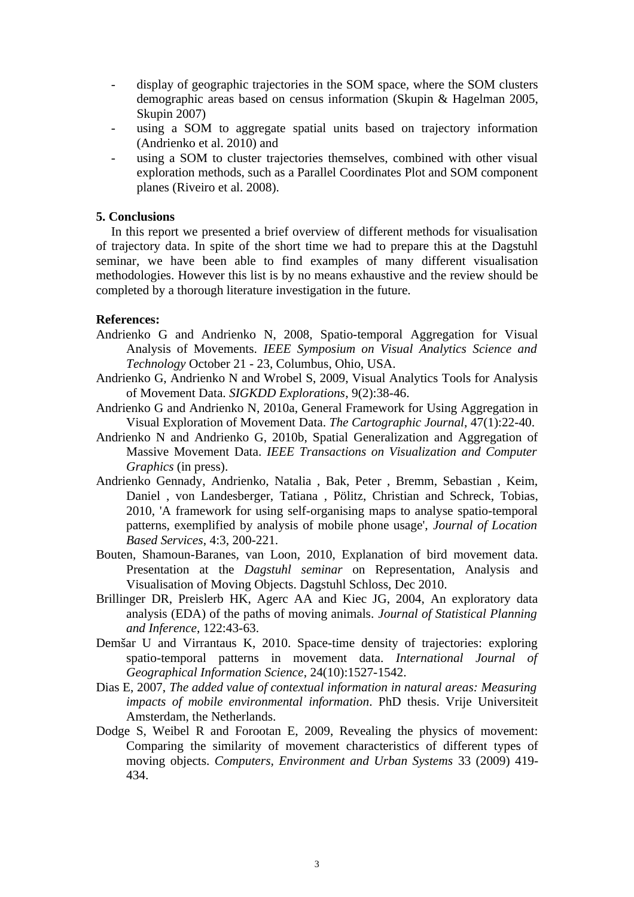- display of geographic trajectories in the SOM space, where the SOM clusters demographic areas based on census information (Skupin & Hagelman 2005, Skupin 2007)
- using a SOM to aggregate spatial units based on trajectory information (Andrienko et al. 2010) and
- using a SOM to cluster trajectories themselves, combined with other visual exploration methods, such as a Parallel Coordinates Plot and SOM component planes (Riveiro et al. 2008).

**5. Conclusions**

In this report we presented a brief overview of different methods for visualisation of trajectory data. In spite of the short time we had to prepare this at the Dagstuhl seminar, we have been able to find examples of many different visualisation methodologies. However this list is by no means exhaustive and the review should be completed by a thorough literature investigation in the future.

**References:**

Andrienko G and Andrienko N, 2008, Spatio-temporal Aggregation for Visual Analysis of Movements. *IEEE Symposium on Visual Analytics Science and Technology* October 21 - 23, Columbus, Ohio, USA.

Andrienko G, Andrienko N and Wrobel S, 2009, Visual Analytics Tools for Analysis of Movement Data. *SIGKDD Explorations*, 9(2):38-46.

Andrienko G and Andrienko N, 2010a, General Framework for Using Aggregation in Visual Exploration of Movement Data. *The Cartographic Journal*, 47(1):22-40.

Andrienko N and Andrienko G, 2010b, Spatial Generalization and Aggregation of Massive Movement Data. *IEEE Transactions on Visualization and Computer Graphics* (in press).

Andrienko Gennady, Andrienko, Natalia , Bak, Peter , Bremm, Sebastian , Keim, Daniel , von Landesberger, Tatiana , Pölitz, Christian and Schreck, Tobias, 2010, 'A framework for using self-organising maps to analyse spatio-temporal patterns, exemplified by analysis of mobile phone usage', *Journal of Location Based Services*, 4:3, 200-221.

Bouten, Shamoun-Baranes, van Loon, 2010, Explanation of bird movement data. Presentation at the *Dagstuhl seminar* on Representation, Analysis and Visualisation of Moving Objects. Dagstuhl Schloss, Dec 2010.

Brillinger DR, Preislerb HK, Agerc AA and Kiec JG, 2004, An exploratory data analysis (EDA) of the paths of moving animals. *Journal of Statistical Planning and Inference*, 122:43-63.

Demšar U and Virrantaus K, 2010. Space-time density of trajectories: exploring spatio-temporal patterns in movement data. *International Journal of Geographical Information Science*, 24(10):1527-1542.

Dias E, 2007, *The added value of contextual information in natural areas: Measuring impacts of mobile environmental information*. PhD thesis. Vrije Universiteit Amsterdam, the Netherlands.

Dodge S, Weibel R and Forootan E, 2009, Revealing the physics of movement: Comparing the similarity of movement characteristics of different types of moving objects. *Computers, Environment and Urban Systems* 33 (2009) 419-434.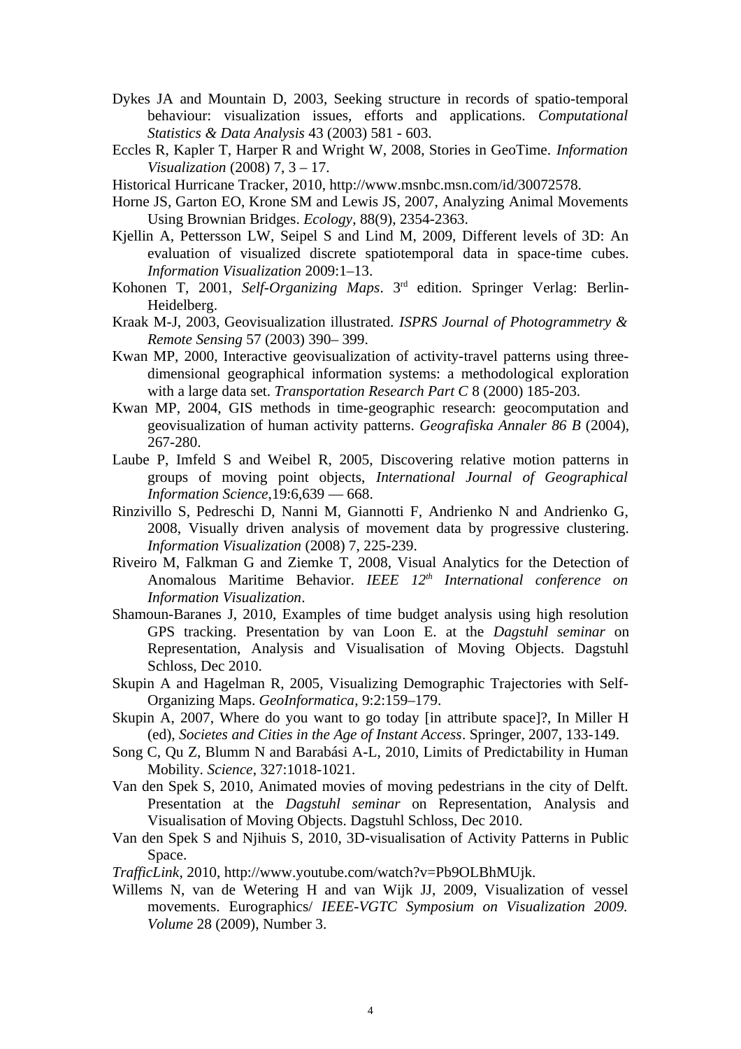Dykes JA and Mountain D, 2003, Seeking structure in records of spatio-temporal behaviour: visualization issues, efforts and applications. *Computational Statistics & Data Analysis* 43 (2003) 581 - 603.

Eccles R, Kapler T, Harper R and Wright W, 2008, Stories in GeoTime. *Information Visualization* (2008) 7, 3 – 17.

Historical Hurricane Tracker, 2010, http://www.msnbc.msn.com/id/30072578.

Horne JS, Garton EO, Krone SM and Lewis JS, 2007, Analyzing Animal Movements Using Brownian Bridges. *Ecology*, 88(9), 2354-2363.

Kjellin A, Pettersson LW, Seipel S and Lind M, 2009, Different levels of 3D: An evaluation of visualized discrete spatiotemporal data in space-time cubes. *Information Visualization* 2009:1–13.

Kohonen T, 2001, *Self-Organizing Maps*. 3rd edition. Springer Verlag: Berlin-Heidelberg.

Kraak M-J, 2003, Geovisualization illustrated. *ISPRS Journal of Photogrammetry & Remote Sensing* 57 (2003) 390– 399.

Kwan MP, 2000, Interactive geovisualization of activity-travel patterns using three-dimensional geographical information systems: a methodological exploration with a large data set. *Transportation Research Part C* 8 (2000) 185-203.

Kwan MP, 2004, GIS methods in time-geographic research: geocomputation and geovisualization of human activity patterns. *Geografiska Annaler 86 B* (2004), 267-280.

Laube P, Imfeld S and Weibel R, 2005, Discovering relative motion patterns in groups of moving point objects, *International Journal of Geographical Information Science*,19:6,639 — 668.

Rinzivillo S, Pedreschi D, Nanni M, Giannotti F, Andrienko N and Andrienko G, 2008, Visually driven analysis of movement data by progressive clustering. *Information Visualization* (2008) 7, 225-239.

Riveiro M, Falkman G and Ziemke T, 2008, Visual Analytics for the Detection of Anomalous Maritime Behavior. *IEEE 12th International conference on Information Visualization*.

Shamoun-Baranes J, 2010, Examples of time budget analysis using high resolution GPS tracking. Presentation by van Loon E. at the *Dagstuhl seminar* on Representation, Analysis and Visualisation of Moving Objects. Dagstuhl Schloss, Dec 2010.

Skupin A and Hagelman R, 2005, Visualizing Demographic Trajectories with Self-Organizing Maps. *GeoInformatica*, 9:2:159–179.

Skupin A, 2007, Where do you want to go today [in attribute space]?, In Miller H (ed), *Societes and Cities in the Age of Instant Access*. Springer, 2007, 133-149.

Song C, Qu Z, Blumm N and Barabási A-L, 2010, Limits of Predictability in Human Mobility. *Science*, 327:1018-1021.

Van den Spek S, 2010, Animated movies of moving pedestrians in the city of Delft. Presentation at the *Dagstuhl seminar* on Representation, Analysis and Visualisation of Moving Objects. Dagstuhl Schloss, Dec 2010.

Van den Spek S and Njihuis S, 2010, 3D-visualisation of Activity Patterns in Public Space.

*TrafficLink*, 2010, http://www.youtube.com/watch?v=Pb9OLBhMUjk.

Willems N, van de Wetering H and van Wijk JJ, 2009, Visualization of vessel movements. Eurographics/ *IEEE-VGTC Symposium on Visualization 2009. Volume* 28 (2009), Number 3.